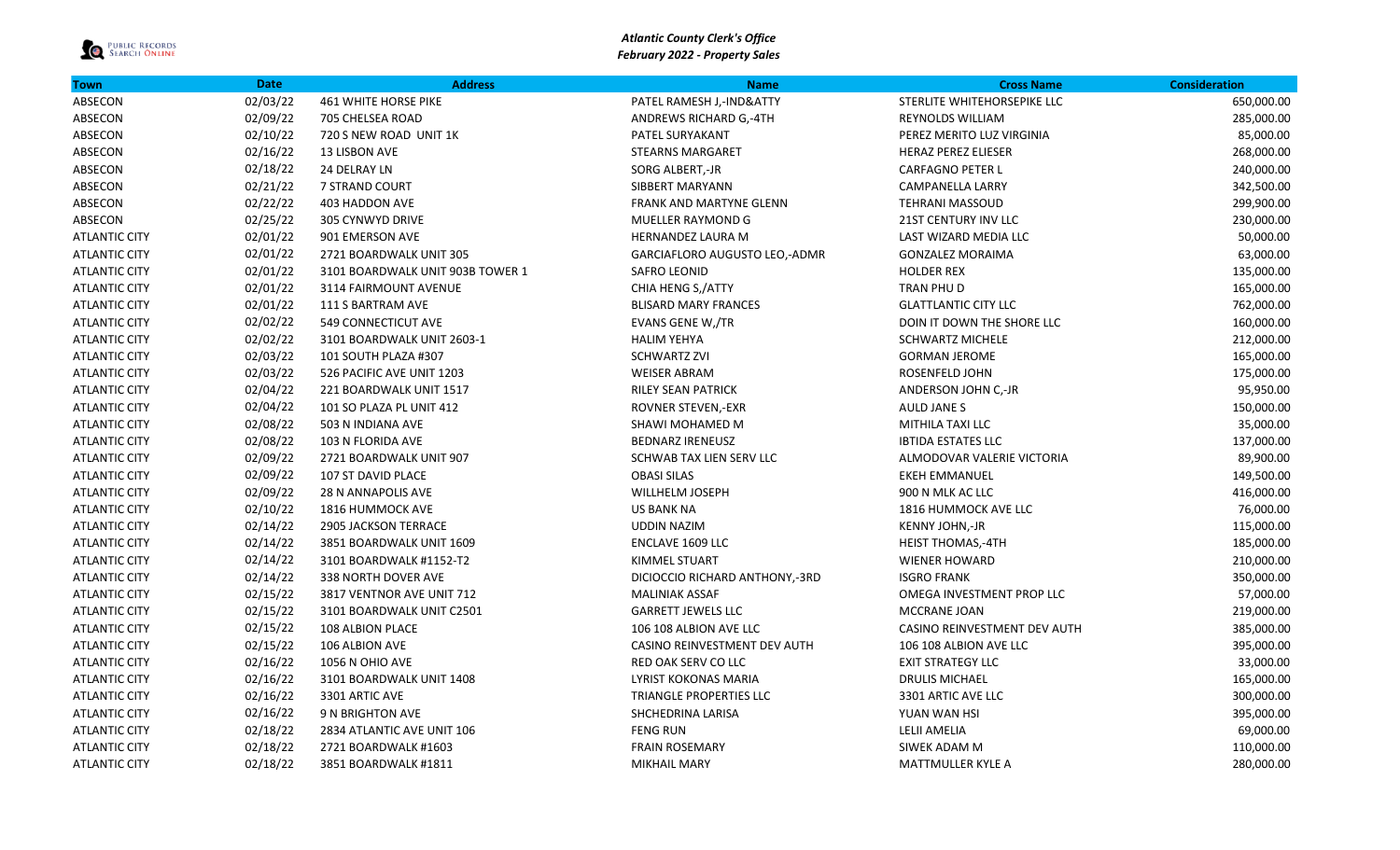*Atlantic County Clerk's Office*
*February 2022 - Property Sales*

| Town | Date | Address | Name | Cross Name | Consideration |
|---|---|---|---|---|---|
| ABSECON | 02/03/22 | 461 WHITE HORSE PIKE | PATEL RAMESH J,-IND&ATTY | STERLITE WHITEHORSEPIKE LLC | 650,000.00 |
| ABSECON | 02/09/22 | 705 CHELSEA ROAD | ANDREWS RICHARD G,-4TH | REYNOLDS WILLIAM | 285,000.00 |
| ABSECON | 02/10/22 | 720 S NEW ROAD UNIT 1K | PATEL SURYAKANT | PEREZ MERITO LUZ VIRGINIA | 85,000.00 |
| ABSECON | 02/16/22 | 13 LISBON AVE | STEARNS MARGARET | HERAZ PEREZ ELIESER | 268,000.00 |
| ABSECON | 02/18/22 | 24 DELRAY LN | SORG ALBERT,-JR | CARFAGNO PETER L | 240,000.00 |
| ABSECON | 02/21/22 | 7 STRAND COURT | SIBBERT MARYANN | CAMPANELLA LARRY | 342,500.00 |
| ABSECON | 02/22/22 | 403 HADDON AVE | FRANK AND MARTYNE GLENN | TEHRANI MASSOUD | 299,900.00 |
| ABSECON | 02/25/22 | 305 CYNWYD DRIVE | MUELLER RAYMOND G | 21ST CENTURY INV LLC | 230,000.00 |
| ATLANTIC CITY | 02/01/22 | 901 EMERSON AVE | HERNANDEZ LAURA M | LAST WIZARD MEDIA LLC | 50,000.00 |
| ATLANTIC CITY | 02/01/22 | 2721 BOARDWALK UNIT 305 | GARCIAFLORO AUGUSTO LEO,-ADMR | GONZALEZ MORAIMA | 63,000.00 |
| ATLANTIC CITY | 02/01/22 | 3101 BOARDWALK UNIT 903B TOWER 1 | SAFRO LEONID | HOLDER REX | 135,000.00 |
| ATLANTIC CITY | 02/01/22 | 3114 FAIRMOUNT AVENUE | CHIA HENG S,/ATTY | TRAN PHU D | 165,000.00 |
| ATLANTIC CITY | 02/01/22 | 111 S BARTRAM AVE | BLISARD MARY FRANCES | GLATTLANTIC CITY LLC | 762,000.00 |
| ATLANTIC CITY | 02/02/22 | 549 CONNECTICUT AVE | EVANS GENE W,/TR | DOIN IT DOWN THE SHORE LLC | 160,000.00 |
| ATLANTIC CITY | 02/02/22 | 3101 BOARDWALK UNIT 2603-1 | HALIM YEHYA | SCHWARTZ MICHELE | 212,000.00 |
| ATLANTIC CITY | 02/03/22 | 101 SOUTH PLAZA #307 | SCHWARTZ ZVI | GORMAN JEROME | 165,000.00 |
| ATLANTIC CITY | 02/03/22 | 526 PACIFIC AVE UNIT 1203 | WEISER ABRAM | ROSENFELD JOHN | 175,000.00 |
| ATLANTIC CITY | 02/04/22 | 221 BOARDWALK UNIT 1517 | RILEY SEAN PATRICK | ANDERSON JOHN C,-JR | 95,950.00 |
| ATLANTIC CITY | 02/04/22 | 101 SO PLAZA PL UNIT 412 | ROVNER STEVEN,-EXR | AULD JANE S | 150,000.00 |
| ATLANTIC CITY | 02/08/22 | 503 N INDIANA AVE | SHAWI MOHAMED M | MITHILA TAXI LLC | 35,000.00 |
| ATLANTIC CITY | 02/08/22 | 103 N FLORIDA AVE | BEDNARZ IRENEUSZ | IBTIDA ESTATES LLC | 137,000.00 |
| ATLANTIC CITY | 02/09/22 | 2721 BOARDWALK UNIT 907 | SCHWAB TAX LIEN SERV LLC | ALMODOVAR VALERIE VICTORIA | 89,900.00 |
| ATLANTIC CITY | 02/09/22 | 107 ST DAVID PLACE | OBASI SILAS | EKEH EMMANUEL | 149,500.00 |
| ATLANTIC CITY | 02/09/22 | 28 N ANNAPOLIS AVE | WILLHELM JOSEPH | 900 N MLK AC LLC | 416,000.00 |
| ATLANTIC CITY | 02/10/22 | 1816 HUMMOCK AVE | US BANK NA | 1816 HUMMOCK AVE LLC | 76,000.00 |
| ATLANTIC CITY | 02/14/22 | 2905 JACKSON TERRACE | UDDIN NAZIM | KENNY JOHN,-JR | 115,000.00 |
| ATLANTIC CITY | 02/14/22 | 3851 BOARDWALK UNIT 1609 | ENCLAVE 1609 LLC | HEIST THOMAS,-4TH | 185,000.00 |
| ATLANTIC CITY | 02/14/22 | 3101 BOARDWALK #1152-T2 | KIMMEL STUART | WIENER HOWARD | 210,000.00 |
| ATLANTIC CITY | 02/14/22 | 338 NORTH DOVER AVE | DICIOCCIO RICHARD ANTHONY,-3RD | ISGRO FRANK | 350,000.00 |
| ATLANTIC CITY | 02/15/22 | 3817 VENTNOR AVE UNIT 712 | MALINIAK ASSAF | OMEGA INVESTMENT PROP LLC | 57,000.00 |
| ATLANTIC CITY | 02/15/22 | 3101 BOARDWALK UNIT C2501 | GARRETT JEWELS LLC | MCCRANE JOAN | 219,000.00 |
| ATLANTIC CITY | 02/15/22 | 108 ALBION PLACE | 106 108 ALBION AVE LLC | CASINO REINVESTMENT DEV AUTH | 385,000.00 |
| ATLANTIC CITY | 02/15/22 | 106 ALBION AVE | CASINO REINVESTMENT DEV AUTH | 106 108 ALBION AVE LLC | 395,000.00 |
| ATLANTIC CITY | 02/16/22 | 1056 N OHIO AVE | RED OAK SERV CO LLC | EXIT STRATEGY LLC | 33,000.00 |
| ATLANTIC CITY | 02/16/22 | 3101 BOARDWALK UNIT 1408 | LYRIST KOKONAS MARIA | DRULIS MICHAEL | 165,000.00 |
| ATLANTIC CITY | 02/16/22 | 3301 ARTIC AVE | TRIANGLE PROPERTIES LLC | 3301 ARTIC AVE LLC | 300,000.00 |
| ATLANTIC CITY | 02/16/22 | 9 N BRIGHTON AVE | SHCHEDRINA LARISA | YUAN WAN HSI | 395,000.00 |
| ATLANTIC CITY | 02/18/22 | 2834 ATLANTIC AVE UNIT 106 | FENG RUN | LELII AMELIA | 69,000.00 |
| ATLANTIC CITY | 02/18/22 | 2721 BOARDWALK #1603 | FRAIN ROSEMARY | SIWEK ADAM M | 110,000.00 |
| ATLANTIC CITY | 02/18/22 | 3851 BOARDWALK #1811 | MIKHAIL MARY | MATTMULLER KYLE A | 280,000.00 |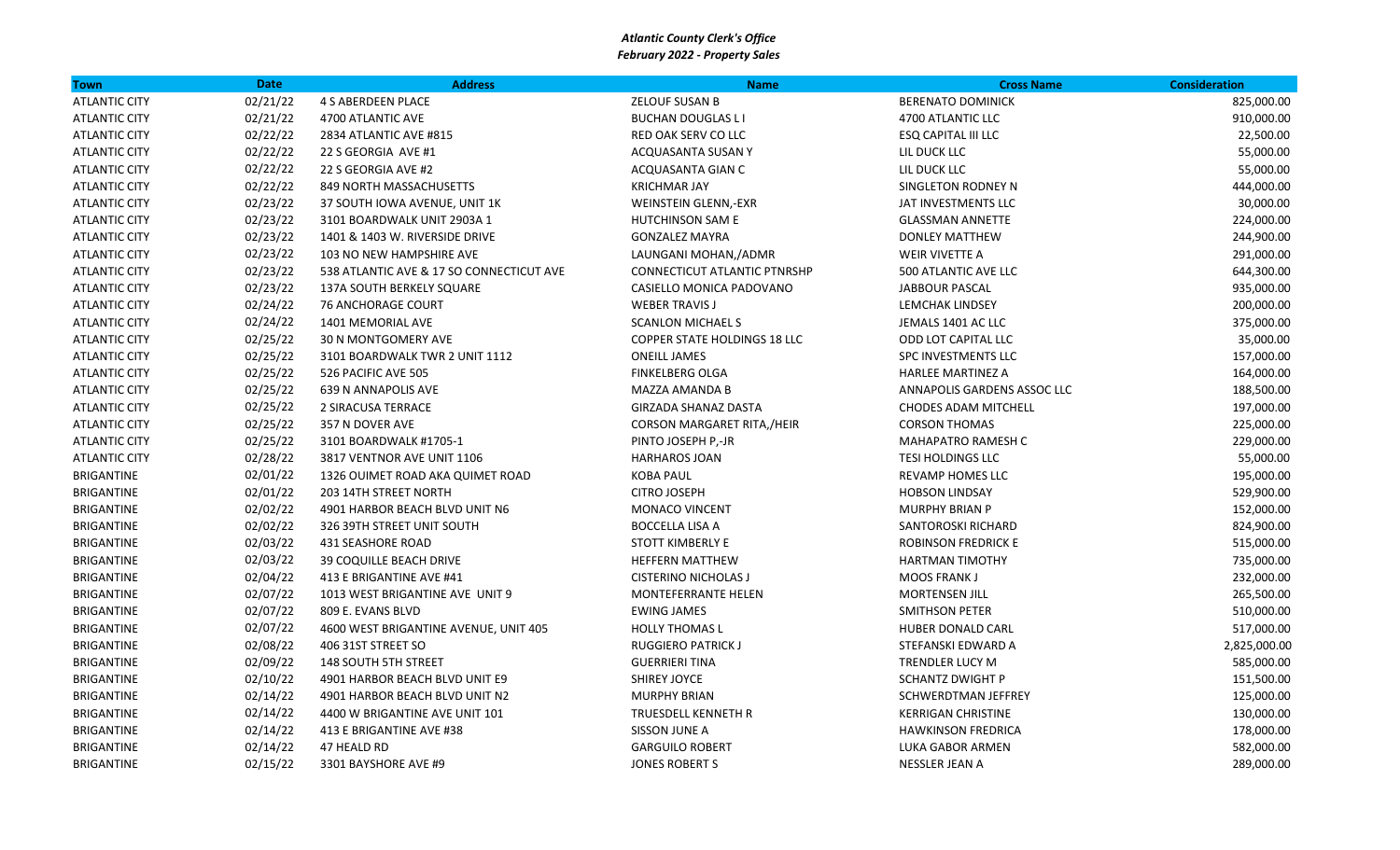*Atlantic County Clerk's Office*
*February 2022 - Property Sales*

| Town | Date | Address | Name | Cross Name | Consideration |
|---|---|---|---|---|---|
| ATLANTIC CITY | 02/21/22 | 4 S ABERDEEN PLACE | ZELOUF SUSAN B | BERENATO DOMINICK | 825,000.00 |
| ATLANTIC CITY | 02/21/22 | 4700 ATLANTIC AVE | BUCHAN DOUGLAS L I | 4700 ATLANTIC LLC | 910,000.00 |
| ATLANTIC CITY | 02/22/22 | 2834 ATLANTIC AVE #815 | RED OAK SERV CO LLC | ESQ CAPITAL III LLC | 22,500.00 |
| ATLANTIC CITY | 02/22/22 | 22 S GEORGIA AVE #1 | ACQUASANTA SUSAN Y | LIL DUCK LLC | 55,000.00 |
| ATLANTIC CITY | 02/22/22 | 22 S GEORGIA AVE #2 | ACQUASANTA GIAN C | LIL DUCK LLC | 55,000.00 |
| ATLANTIC CITY | 02/22/22 | 849 NORTH MASSACHUSETTS | KRICHMAR JAY | SINGLETON RODNEY N | 444,000.00 |
| ATLANTIC CITY | 02/23/22 | 37 SOUTH IOWA AVENUE, UNIT 1K | WEINSTEIN GLENN,-EXR | JAT INVESTMENTS LLC | 30,000.00 |
| ATLANTIC CITY | 02/23/22 | 3101 BOARDWALK UNIT 2903A 1 | HUTCHINSON SAM E | GLASSMAN ANNETTE | 224,000.00 |
| ATLANTIC CITY | 02/23/22 | 1401 & 1403 W. RIVERSIDE DRIVE | GONZALEZ MAYRA | DONLEY MATTHEW | 244,900.00 |
| ATLANTIC CITY | 02/23/22 | 103 NO NEW HAMPSHIRE AVE | LAUNGANI MOHAN,/ADMR | WEIR VIVETTE A | 291,000.00 |
| ATLANTIC CITY | 02/23/22 | 538 ATLANTIC AVE & 17 SO CONNECTICUT AVE | CONNECTICUT ATLANTIC PTNRSHP | 500 ATLANTIC AVE LLC | 644,300.00 |
| ATLANTIC CITY | 02/23/22 | 137A SOUTH BERKLEY SQUARE | CASIELLO MONICA PADOVANO | JABBOUR PASCAL | 935,000.00 |
| ATLANTIC CITY | 02/24/22 | 76 ANCHORAGE COURT | WEBER TRAVIS J | LEMCHAK LINDSEY | 200,000.00 |
| ATLANTIC CITY | 02/24/22 | 1401 MEMORIAL AVE | SCANLON MICHAEL S | JEMALS 1401 AC LLC | 375,000.00 |
| ATLANTIC CITY | 02/25/22 | 30 N MONTGOMERY AVE | COPPER STATE HOLDINGS 18 LLC | ODD LOT CAPITAL LLC | 35,000.00 |
| ATLANTIC CITY | 02/25/22 | 3101 BOARDWALK TWR 2 UNIT 1112 | ONEILL JAMES | SPC INVESTMENTS LLC | 157,000.00 |
| ATLANTIC CITY | 02/25/22 | 526 PACIFIC AVE 505 | FINKELBERG OLGA | HARLEE MARTINEZ A | 164,000.00 |
| ATLANTIC CITY | 02/25/22 | 639 N ANNAPOLIS AVE | MAZZA AMANDA B | ANNAPOLIS GARDENS ASSOC LLC | 188,500.00 |
| ATLANTIC CITY | 02/25/22 | 2 SIRACUSA TERRACE | GIRZADA SHANAZ DASTA | CHODES ADAM MITCHELL | 197,000.00 |
| ATLANTIC CITY | 02/25/22 | 357 N DOVER AVE | CORSON MARGARET RITA,/HEIR | CORSON THOMAS | 225,000.00 |
| ATLANTIC CITY | 02/25/22 | 3101 BOARDWALK #1705-1 | PINTO JOSEPH P,-JR | MAHAPATRO RAMESH C | 229,000.00 |
| ATLANTIC CITY | 02/28/22 | 3817 VENTNOR AVE UNIT 1106 | HARHAROS JOAN | TESI HOLDINGS LLC | 55,000.00 |
| BRIGANTINE | 02/01/22 | 1326 OUIMET ROAD AKA QUIMET ROAD | KOBA PAUL | REVAMP HOMES LLC | 195,000.00 |
| BRIGANTINE | 02/01/22 | 203 14TH STREET NORTH | CITRO JOSEPH | HOBSON LINDSAY | 529,900.00 |
| BRIGANTINE | 02/02/22 | 4901 HARBOR BEACH BLVD UNIT N6 | MONACO VINCENT | MURPHY BRIAN P | 152,000.00 |
| BRIGANTINE | 02/02/22 | 326 39TH STREET UNIT SOUTH | BOCCELLA LISA A | SANTOROSKI RICHARD | 824,900.00 |
| BRIGANTINE | 02/03/22 | 431 SEASHORE ROAD | STOTT KIMBERLY E | ROBINSON FREDRICK E | 515,000.00 |
| BRIGANTINE | 02/03/22 | 39 COQUILLE BEACH DRIVE | HEFFERN MATTHEW | HARTMAN TIMOTHY | 735,000.00 |
| BRIGANTINE | 02/04/22 | 413 E BRIGANTINE AVE #41 | CISTERINO NICHOLAS J | MOOS FRANK J | 232,000.00 |
| BRIGANTINE | 02/07/22 | 1013 WEST BRIGANTINE AVE UNIT 9 | MONTEFERRANTE HELEN | MORTENSEN JILL | 265,500.00 |
| BRIGANTINE | 02/07/22 | 809 E. EVANS BLVD | EWING JAMES | SMITHSON PETER | 510,000.00 |
| BRIGANTINE | 02/07/22 | 4600 WEST BRIGANTINE AVENUE, UNIT 405 | HOLLY THOMAS L | HUBER DONALD CARL | 517,000.00 |
| BRIGANTINE | 02/08/22 | 406 31ST STREET SO | RUGGIERO PATRICK J | STEFANSKI EDWARD A | 2,825,000.00 |
| BRIGANTINE | 02/09/22 | 148 SOUTH 5TH STREET | GUERRIERI TINA | TRENDLER LUCY M | 585,000.00 |
| BRIGANTINE | 02/10/22 | 4901 HARBOR BEACH BLVD UNIT E9 | SHIREY JOYCE | SCHANTZ DWIGHT P | 151,500.00 |
| BRIGANTINE | 02/14/22 | 4901 HARBOR BEACH BLVD UNIT N2 | MURPHY BRIAN | SCHWERDTMAN JEFFREY | 125,000.00 |
| BRIGANTINE | 02/14/22 | 4400 W BRIGANTINE AVE UNIT 101 | TRUESDELL KENNETH R | KERRIGAN CHRISTINE | 130,000.00 |
| BRIGANTINE | 02/14/22 | 413 E BRIGANTINE AVE #38 | SISSON JUNE A | HAWKINSON FREDRICA | 178,000.00 |
| BRIGANTINE | 02/14/22 | 47 HEALD RD | GARGUILO ROBERT | LUKA GABOR ARMEN | 582,000.00 |
| BRIGANTINE | 02/15/22 | 3301 BAYSHORE AVE #9 | JONES ROBERT S | NESSLER JEAN A | 289,000.00 |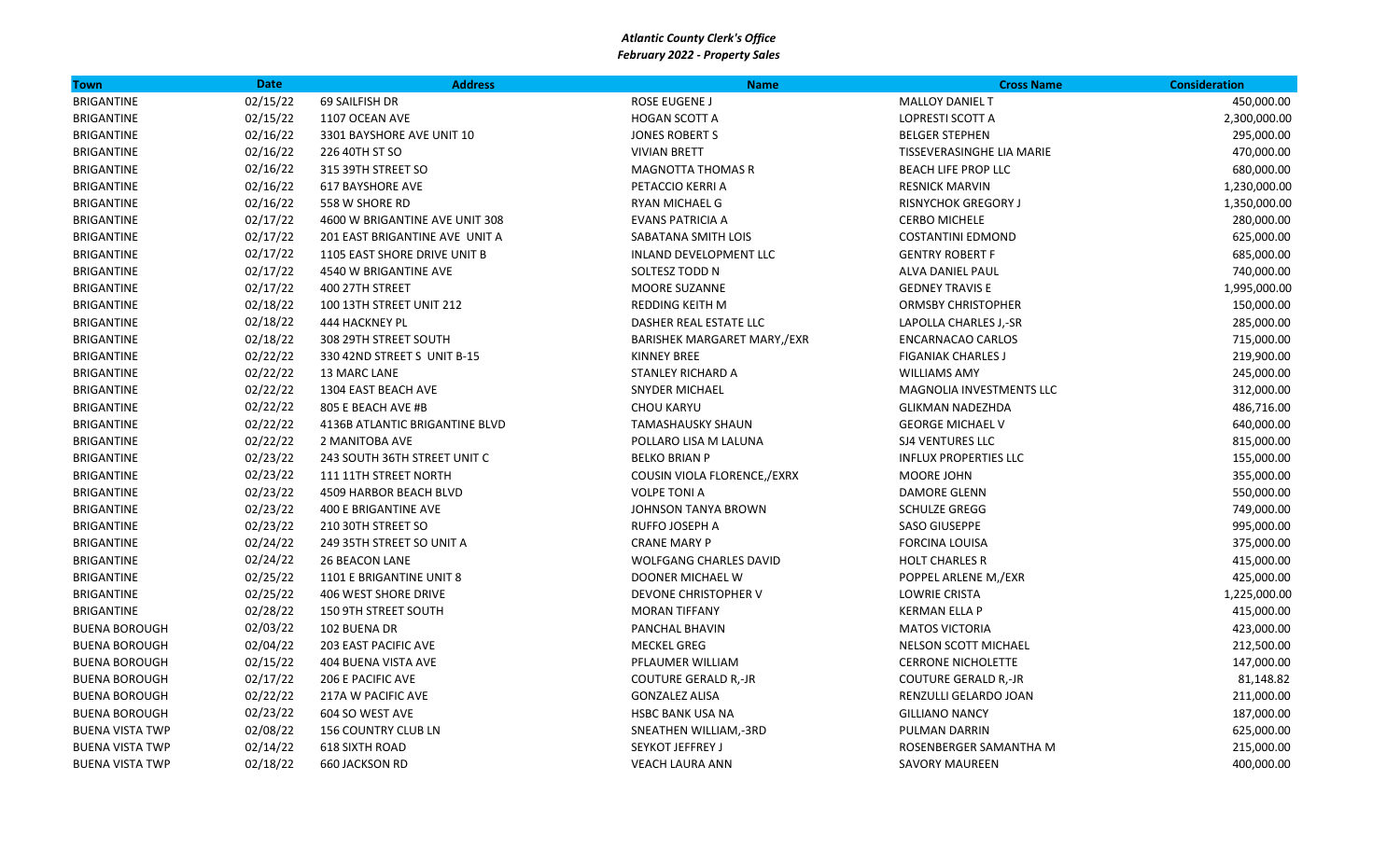*Atlantic County Clerk's Office*
*February 2022 - Property Sales*

| Town | Date | Address | Name | Cross Name | Consideration |
|---|---|---|---|---|---|
| BRIGANTINE | 02/15/22 | 69 SAILFISH DR | ROSE EUGENE J | MALLOY DANIEL T | 450,000.00 |
| BRIGANTINE | 02/15/22 | 1107 OCEAN AVE | HOGAN SCOTT A | LOPRESTI SCOTT A | 2,300,000.00 |
| BRIGANTINE | 02/16/22 | 3301 BAYSHORE AVE UNIT 10 | JONES ROBERT S | BELGER STEPHEN | 295,000.00 |
| BRIGANTINE | 02/16/22 | 226 40TH ST SO | VIVIAN BRETT | TISSEVERASINGHE LIA MARIE | 470,000.00 |
| BRIGANTINE | 02/16/22 | 315 39TH STREET SO | MAGNOTTA THOMAS R | BEACH LIFE PROP LLC | 680,000.00 |
| BRIGANTINE | 02/16/22 | 617 BAYSHORE AVE | PETACCIO KERRI A | RESNICK MARVIN | 1,230,000.00 |
| BRIGANTINE | 02/16/22 | 558 W SHORE RD | RYAN MICHAEL G | RISNYCHOK GREGORY J | 1,350,000.00 |
| BRIGANTINE | 02/17/22 | 4600 W BRIGANTINE AVE UNIT 308 | EVANS PATRICIA A | CERBO MICHELE | 280,000.00 |
| BRIGANTINE | 02/17/22 | 201 EAST BRIGANTINE AVE UNIT A | SABATANA SMITH LOIS | COSTANTINI EDMOND | 625,000.00 |
| BRIGANTINE | 02/17/22 | 1105 EAST SHORE DRIVE UNIT B | INLAND DEVELOPMENT LLC | GENTRY ROBERT F | 685,000.00 |
| BRIGANTINE | 02/17/22 | 4540 W BRIGANTINE AVE | SOLTESZ TODD N | ALVA DANIEL PAUL | 740,000.00 |
| BRIGANTINE | 02/17/22 | 400 27TH STREET | MOORE SUZANNE | GEDNEY TRAVIS E | 1,995,000.00 |
| BRIGANTINE | 02/18/22 | 100 13TH STREET UNIT 212 | REDDING KEITH M | ORMSBY CHRISTOPHER | 150,000.00 |
| BRIGANTINE | 02/18/22 | 444 HACKNEY PL | DASHER REAL ESTATE LLC | LAPOLLA CHARLES J,-SR | 285,000.00 |
| BRIGANTINE | 02/18/22 | 308 29TH STREET SOUTH | BARISHEK MARGARET MARY,/EXR | ENCARNACAO CARLOS | 715,000.00 |
| BRIGANTINE | 02/22/22 | 330 42ND STREET S UNIT B-15 | KINNEY BREE | FIGANIAK CHARLES J | 219,900.00 |
| BRIGANTINE | 02/22/22 | 13 MARC LANE | STANLEY RICHARD A | WILLIAMS AMY | 245,000.00 |
| BRIGANTINE | 02/22/22 | 1304 EAST BEACH AVE | SNYDER MICHAEL | MAGNOLIA INVESTMENTS LLC | 312,000.00 |
| BRIGANTINE | 02/22/22 | 805 E BEACH AVE #B | CHOU KARYU | GLIKMAN NADEZHDA | 486,716.00 |
| BRIGANTINE | 02/22/22 | 4136B ATLANTIC BRIGANTINE BLVD | TAMASHAUSKY SHAUN | GEORGE MICHAEL V | 640,000.00 |
| BRIGANTINE | 02/22/22 | 2 MANITOBA AVE | POLLARO LISA M LALUNA | SJ4 VENTURES LLC | 815,000.00 |
| BRIGANTINE | 02/23/22 | 243 SOUTH 36TH STREET UNIT C | BELKO BRIAN P | INFLUX PROPERTIES LLC | 155,000.00 |
| BRIGANTINE | 02/23/22 | 111 11TH STREET NORTH | COUSIN VIOLA FLORENCE,/EXRX | MOORE JOHN | 355,000.00 |
| BRIGANTINE | 02/23/22 | 4509 HARBOR BEACH BLVD | VOLPE TONI A | DAMORE GLENN | 550,000.00 |
| BRIGANTINE | 02/23/22 | 400 E BRIGANTINE AVE | JOHNSON TANYA BROWN | SCHULZE GREGG | 749,000.00 |
| BRIGANTINE | 02/23/22 | 210 30TH STREET SO | RUFFO JOSEPH A | SASO GIUSEPPE | 995,000.00 |
| BRIGANTINE | 02/24/22 | 249 35TH STREET SO UNIT A | CRANE MARY P | FORCINA LOUISA | 375,000.00 |
| BRIGANTINE | 02/24/22 | 26 BEACON LANE | WOLFGANG CHARLES DAVID | HOLT CHARLES R | 415,000.00 |
| BRIGANTINE | 02/25/22 | 1101 E BRIGANTINE UNIT 8 | DOONER MICHAEL W | POPPEL ARLENE M,/EXR | 425,000.00 |
| BRIGANTINE | 02/25/22 | 406 WEST SHORE DRIVE | DEVONE CHRISTOPHER V | LOWRIE CRISTA | 1,225,000.00 |
| BRIGANTINE | 02/28/22 | 150 9TH STREET SOUTH | MORAN TIFFANY | KERMAN ELLA P | 415,000.00 |
| BUENA BOROUGH | 02/03/22 | 102 BUENA DR | PANCHAL BHAVIN | MATOS VICTORIA | 423,000.00 |
| BUENA BOROUGH | 02/04/22 | 203 EAST PACIFIC AVE | MECKEL GREG | NELSON SCOTT MICHAEL | 212,500.00 |
| BUENA BOROUGH | 02/15/22 | 404 BUENA VISTA AVE | PFLAUMER WILLIAM | CERRONE NICHOLETTE | 147,000.00 |
| BUENA BOROUGH | 02/17/22 | 206 E PACIFIC AVE | COUTURE GERALD R,-JR | COUTURE GERALD R,-JR | 81,148.82 |
| BUENA BOROUGH | 02/22/22 | 217A W PACIFIC AVE | GONZALEZ ALISA | RENZULLI GELARDO JOAN | 211,000.00 |
| BUENA BOROUGH | 02/23/22 | 604 SO WEST AVE | HSBC BANK USA NA | GILLIANO NANCY | 187,000.00 |
| BUENA VISTA TWP | 02/08/22 | 156 COUNTRY CLUB LN | SNEATHEN WILLIAM,-3RD | PULMAN DARRIN | 625,000.00 |
| BUENA VISTA TWP | 02/14/22 | 618 SIXTH ROAD | SEYKOT JEFFREY J | ROSENBERGER SAMANTHA M | 215,000.00 |
| BUENA VISTA TWP | 02/18/22 | 660 JACKSON RD | VEACH LAURA ANN | SAVORY MAUREEN | 400,000.00 |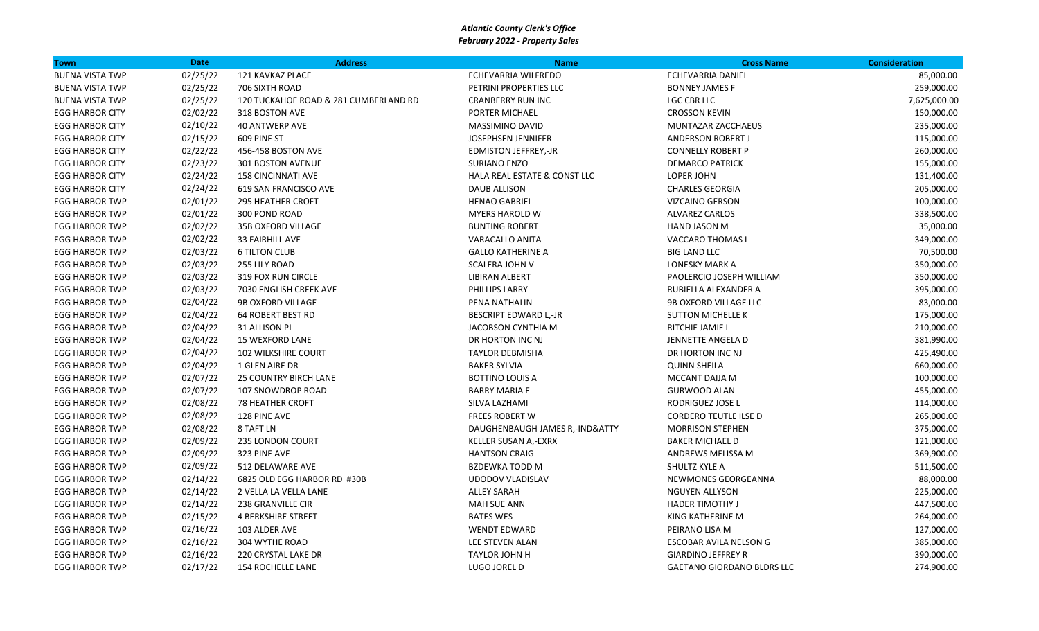*Atlantic County Clerk's Office*
*February 2022 - Property Sales*

| Town | Date | Address | Name | Cross Name | Consideration |
|---|---|---|---|---|---|
| BUENA VISTA TWP | 02/25/22 | 121 KAVKAZ PLACE | ECHEVARRIA WILFREDO | ECHEVARRIA DANIEL | 85,000.00 |
| BUENA VISTA TWP | 02/25/22 | 706 SIXTH ROAD | PETRINI PROPERTIES LLC | BONNEY JAMES F | 259,000.00 |
| BUENA VISTA TWP | 02/25/22 | 120 TUCKAHOE ROAD & 281 CUMBERLAND RD | CRANBERRY RUN INC | LGC CBR LLC | 7,625,000.00 |
| EGG HARBOR CITY | 02/02/22 | 318 BOSTON AVE | PORTER MICHAEL | CROSSON KEVIN | 150,000.00 |
| EGG HARBOR CITY | 02/10/22 | 40 ANTWERP AVE | MASSIMINO DAVID | MUNTAZAR ZACCHAEUS | 235,000.00 |
| EGG HARBOR CITY | 02/15/22 | 609 PINE ST | JOSEPHSEN JENNIFER | ANDERSON ROBERT J | 115,000.00 |
| EGG HARBOR CITY | 02/22/22 | 456-458 BOSTON AVE | EDMISTON JEFFREY,-JR | CONNELLY ROBERT P | 260,000.00 |
| EGG HARBOR CITY | 02/23/22 | 301 BOSTON AVENUE | SURIANO ENZO | DEMARCO PATRICK | 155,000.00 |
| EGG HARBOR CITY | 02/24/22 | 158 CINCINNATI AVE | HALA REAL ESTATE & CONST LLC | LOPER JOHN | 131,400.00 |
| EGG HARBOR CITY | 02/24/22 | 619 SAN FRANCISCO AVE | DAUB ALLISON | CHARLES GEORGIA | 205,000.00 |
| EGG HARBOR TWP | 02/01/22 | 295 HEATHER CROFT | HENAO GABRIEL | VIZCAINO GERSON | 100,000.00 |
| EGG HARBOR TWP | 02/01/22 | 300 POND ROAD | MYERS HAROLD W | ALVAREZ CARLOS | 338,500.00 |
| EGG HARBOR TWP | 02/02/22 | 35B OXFORD VILLAGE | BUNTING ROBERT | HAND JASON M | 35,000.00 |
| EGG HARBOR TWP | 02/02/22 | 33 FAIRHILL AVE | VARACALLO ANITA | VACCARO THOMAS L | 349,000.00 |
| EGG HARBOR TWP | 02/03/22 | 6 TILTON CLUB | GALLO KATHERINE A | BIG LAND LLC | 70,500.00 |
| EGG HARBOR TWP | 02/03/22 | 255 LILY ROAD | SCALERA JOHN V | LONESKY MARK A | 350,000.00 |
| EGG HARBOR TWP | 02/03/22 | 319 FOX RUN CIRCLE | LIBIRAN ALBERT | PAOLERCIO JOSEPH WILLIAM | 350,000.00 |
| EGG HARBOR TWP | 02/03/22 | 7030 ENGLISH CREEK AVE | PHILLIPS LARRY | RUBIELLA ALEXANDER A | 395,000.00 |
| EGG HARBOR TWP | 02/04/22 | 9B OXFORD VILLAGE | PENA NATHALIN | 9B OXFORD VILLAGE LLC | 83,000.00 |
| EGG HARBOR TWP | 02/04/22 | 64 ROBERT BEST RD | BESCRIPT EDWARD L,-JR | SUTTON MICHELLE K | 175,000.00 |
| EGG HARBOR TWP | 02/04/22 | 31 ALLISON PL | JACOBSON CYNTHIA M | RITCHIE JAMIE L | 210,000.00 |
| EGG HARBOR TWP | 02/04/22 | 15 WEXFORD LANE | DR HORTON INC NJ | JENNETTE ANGELA D | 381,990.00 |
| EGG HARBOR TWP | 02/04/22 | 102 WILKSHIRE COURT | TAYLOR DEBMISHA | DR HORTON INC NJ | 425,490.00 |
| EGG HARBOR TWP | 02/04/22 | 1 GLEN AIRE DR | BAKER SYLVIA | QUINN SHEILA | 660,000.00 |
| EGG HARBOR TWP | 02/07/22 | 25 COUNTRY BIRCH LANE | BOTTINO LOUIS A | MCCANT DAIJA M | 100,000.00 |
| EGG HARBOR TWP | 02/07/22 | 107 SNOWDROP ROAD | BARRY MARIA E | GURWOOD ALAN | 455,000.00 |
| EGG HARBOR TWP | 02/08/22 | 78 HEATHER CROFT | SILVA LAZHAMI | RODRIGUEZ JOSE L | 114,000.00 |
| EGG HARBOR TWP | 02/08/22 | 128 PINE AVE | FREES ROBERT W | CORDERO TEUTLE ILSE D | 265,000.00 |
| EGG HARBOR TWP | 02/08/22 | 8 TAFT LN | DAUGHENBAUGH JAMES R,-IND&ATTY | MORRISON STEPHEN | 375,000.00 |
| EGG HARBOR TWP | 02/09/22 | 235 LONDON COURT | KELLER SUSAN A,-EXRX | BAKER MICHAEL D | 121,000.00 |
| EGG HARBOR TWP | 02/09/22 | 323 PINE AVE | HANTSON CRAIG | ANDREWS MELISSA M | 369,900.00 |
| EGG HARBOR TWP | 02/09/22 | 512 DELAWARE AVE | BZDEWKA TODD M | SHULTZ KYLE A | 511,500.00 |
| EGG HARBOR TWP | 02/14/22 | 6825 OLD EGG HARBOR RD #30B | UDODOV VLADISLAV | NEWMONES GEORGEANNA | 88,000.00 |
| EGG HARBOR TWP | 02/14/22 | 2 VELLA LA VELLA LANE | ALLEY SARAH | NGUYEN ALLYSON | 225,000.00 |
| EGG HARBOR TWP | 02/14/22 | 238 GRANVILLE CIR | MAH SUE ANN | HADER TIMOTHY J | 447,500.00 |
| EGG HARBOR TWP | 02/15/22 | 4 BERKSHIRE STREET | BATES WES | KING KATHERINE M | 264,000.00 |
| EGG HARBOR TWP | 02/16/22 | 103 ALDER AVE | WENDT EDWARD | PEIRANO LISA M | 127,000.00 |
| EGG HARBOR TWP | 02/16/22 | 304 WYTHE ROAD | LEE STEVEN ALAN | ESCOBAR AVILA NELSON G | 385,000.00 |
| EGG HARBOR TWP | 02/16/22 | 220 CRYSTAL LAKE DR | TAYLOR JOHN H | GIARDINO JEFFREY R | 390,000.00 |
| EGG HARBOR TWP | 02/17/22 | 154 ROCHELLE LANE | LUGO JOREL D | GAETANO GIORDANO BLDRS LLC | 274,900.00 |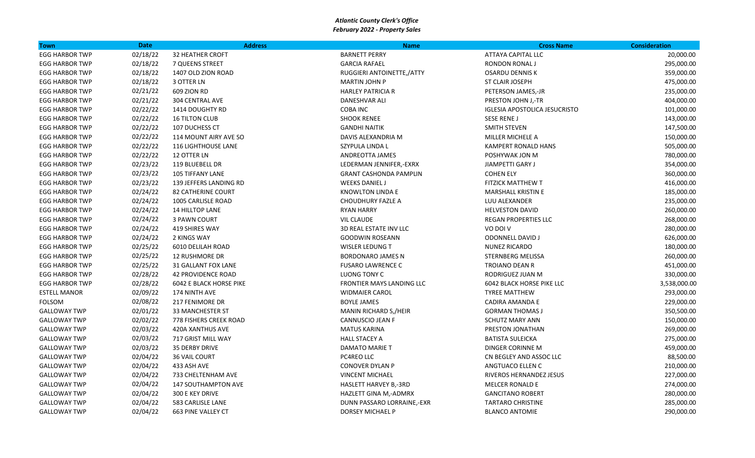*Atlantic County Clerk's Office*
*February 2022 - Property Sales*

| Town | Date | Address | Name | Cross Name | Consideration |
|---|---|---|---|---|---|
| EGG HARBOR TWP | 02/18/22 | 32 HEATHER CROFT | BARNETT PERRY | ATTAYA CAPITAL LLC | 20,000.00 |
| EGG HARBOR TWP | 02/18/22 | 7 QUEENS STREET | GARCIA RAFAEL | RONDON RONAL J | 295,000.00 |
| EGG HARBOR TWP | 02/18/22 | 1407 OLD ZION ROAD | RUGGIERI ANTOINETTE,/ATTY | OSARDU DENNIS K | 359,000.00 |
| EGG HARBOR TWP | 02/18/22 | 3 OTTER LN | MARTIN JOHN P | ST CLAIR JOSEPH | 475,000.00 |
| EGG HARBOR TWP | 02/21/22 | 609 ZION RD | HARLEY PATRICIA R | PETERSON JAMES,-JR | 235,000.00 |
| EGG HARBOR TWP | 02/21/22 | 304 CENTRAL AVE | DANESHVAR ALI | PRESTON JOHN J,-TR | 404,000.00 |
| EGG HARBOR TWP | 02/22/22 | 1414 DOUGHTY RD | COBA INC | IGLESIA APOSTOLICA JESUCRISTO | 101,000.00 |
| EGG HARBOR TWP | 02/22/22 | 16 TILTON CLUB | SHOOK RENEE | SESE RENE J | 143,000.00 |
| EGG HARBOR TWP | 02/22/22 | 107 DUCHESS CT | GANDHI NAITIK | SMITH STEVEN | 147,500.00 |
| EGG HARBOR TWP | 02/22/22 | 114 MOUNT AIRY AVE SO | DAVIS ALEXANDRIA M | MILLER MICHELE A | 150,000.00 |
| EGG HARBOR TWP | 02/22/22 | 116 LIGHTHOUSE LANE | SZYPULA LINDA L | KAMPERT RONALD HANS | 505,000.00 |
| EGG HARBOR TWP | 02/22/22 | 12 OTTER LN | ANDREOTTA JAMES | POSHYWAK JON M | 780,000.00 |
| EGG HARBOR TWP | 02/23/22 | 119 BLUEBELL DR | LEDERMAN JENNIFER,-EXRX | JIAMPETTI GARY J | 354,000.00 |
| EGG HARBOR TWP | 02/23/22 | 105 TIFFANY LANE | GRANT CASHONDA PAMPLIN | COHEN ELY | 360,000.00 |
| EGG HARBOR TWP | 02/23/22 | 139 JEFFERS LANDING RD | WEEKS DANIEL J | FITZICK MATTHEW T | 416,000.00 |
| EGG HARBOR TWP | 02/24/22 | 82 CATHERINE COURT | KNOWLTON LINDA E | MARSHALL KRISTIN E | 185,000.00 |
| EGG HARBOR TWP | 02/24/22 | 1005 CARLISLE ROAD | CHOUDHURY FAZLE A | LUU ALEXANDER | 235,000.00 |
| EGG HARBOR TWP | 02/24/22 | 14 HILLTOP LANE | RYAN HARRY | HELVESTON DAVID | 260,000.00 |
| EGG HARBOR TWP | 02/24/22 | 3 PAWN COURT | VIL CLAUDE | REGAN PROPERTIES LLC | 268,000.00 |
| EGG HARBOR TWP | 02/24/22 | 419 SHIRES WAY | 3D REAL ESTATE INV LLC | VO DOI V | 280,000.00 |
| EGG HARBOR TWP | 02/24/22 | 2 KINGS WAY | GOODWIN ROSEANN | ODONNELL DAVID J | 626,000.00 |
| EGG HARBOR TWP | 02/25/22 | 6010 DELILAH ROAD | WISLER LEDUNG T | NUNEZ RICARDO | 180,000.00 |
| EGG HARBOR TWP | 02/25/22 | 12 RUSHMORE DR | BORDONARO JAMES N | STERNBERG MELISSA | 260,000.00 |
| EGG HARBOR TWP | 02/25/22 | 31 GALLANT FOX LANE | FUSARO LAWRENCE C | TROIANO DEAN R | 451,000.00 |
| EGG HARBOR TWP | 02/28/22 | 42 PROVIDENCE ROAD | LUONG TONY C | RODRIGUEZ JUAN M | 330,000.00 |
| EGG HARBOR TWP | 02/28/22 | 6042 E BLACK HORSE PIKE | FRONTIER MAYS LANDING LLC | 6042 BLACK HORSE PIKE LLC | 3,538,000.00 |
| ESTELL MANOR | 02/09/22 | 174 NINTH AVE | WIDMAIER CAROL | TYREE MATTHEW | 293,000.00 |
| FOLSOM | 02/08/22 | 217 FENIMORE DR | BOYLE JAMES | CADIRA AMANDA E | 229,000.00 |
| GALLOWAY TWP | 02/01/22 | 33 MANCHESTER ST | MANIN RICHARD S,/HEIR | GORMAN THOMAS J | 350,500.00 |
| GALLOWAY TWP | 02/02/22 | 778 FISHERS CREEK ROAD | CANNUSCIO JEAN F | SCHUTZ MARY ANN | 150,000.00 |
| GALLOWAY TWP | 02/03/22 | 420A XANTHUS AVE | MATUS KARINA | PRESTON JONATHAN | 269,000.00 |
| GALLOWAY TWP | 02/03/22 | 717 GRIST MILL WAY | HALL STACEY A | BATISTA SULEICKA | 275,000.00 |
| GALLOWAY TWP | 02/03/22 | 35 DERBY DRIVE | DAMATO MARIE T | DINGER CORINNE M | 459,000.00 |
| GALLOWAY TWP | 02/04/22 | 36 VAIL COURT | PC4REO LLC | CN BEGLEY AND ASSOC LLC | 88,500.00 |
| GALLOWAY TWP | 02/04/22 | 433 ASH AVE | CONOVER DYLAN P | ANGTUACO ELLEN C | 210,000.00 |
| GALLOWAY TWP | 02/04/22 | 733 CHELTENHAM AVE | VINCENT MICHAEL | RIVEROS HERNANDEZ JESUS | 227,000.00 |
| GALLOWAY TWP | 02/04/22 | 147 SOUTHAMPTON AVE | HASLETT HARVEY B,-3RD | MELCER RONALD E | 274,000.00 |
| GALLOWAY TWP | 02/04/22 | 300 E KEY DRIVE | HAZLETT GINA M,-ADMRX | GANCITANO ROBERT | 280,000.00 |
| GALLOWAY TWP | 02/04/22 | 583 CARLISLE LANE | DUNN PASSARO LORRAINE,-EXR | TARTARO CHRISTINE | 285,000.00 |
| GALLOWAY TWP | 02/04/22 | 663 PINE VALLEY CT | DORSEY MICHAEL P | BLANCO ANTOMIE | 290,000.00 |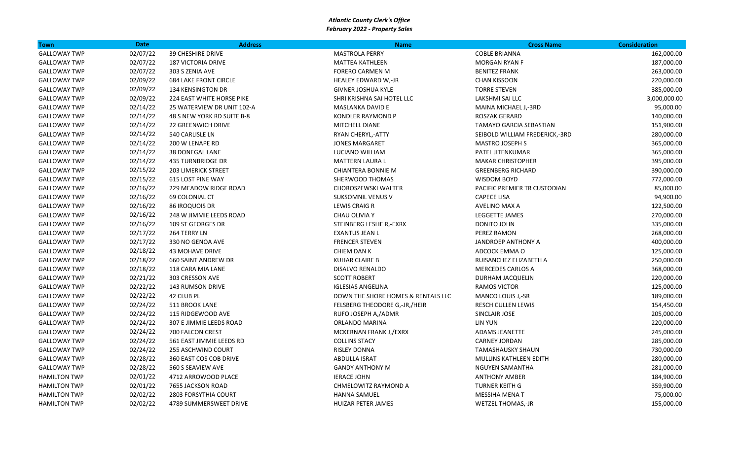*Atlantic County Clerk's Office*
*February 2022 - Property Sales*

| Town | Date | Address | Name | Cross Name | Consideration |
|---|---|---|---|---|---|
| GALLOWAY TWP | 02/07/22 | 39 CHESHIRE DRIVE | MASTROLA PERRY | COBLE BRIANNA | 162,000.00 |
| GALLOWAY TWP | 02/07/22 | 187 VICTORIA DRIVE | MATTEA KATHLEEN | MORGAN RYAN F | 187,000.00 |
| GALLOWAY TWP | 02/07/22 | 303 S ZENIA AVE | FORERO CARMEN M | BENITEZ FRANK | 263,000.00 |
| GALLOWAY TWP | 02/09/22 | 684 LAKE FRONT CIRCLE | HEALEY EDWARD W,-JR | CHAN KISSOON | 220,000.00 |
| GALLOWAY TWP | 02/09/22 | 134 KENSINGTON DR | GIVNER JOSHUA KYLE | TORRE STEVEN | 385,000.00 |
| GALLOWAY TWP | 02/09/22 | 224 EAST WHITE HORSE PIKE | SHRI KRISHNA SAI HOTEL LLC | LAKSHMI SAI LLC | 3,000,000.00 |
| GALLOWAY TWP | 02/14/22 | 25 WATERVIEW DR UNIT 102-A | MASLANKA DAVID E | MAINA MICHAEL J,-3RD | 95,000.00 |
| GALLOWAY TWP | 02/14/22 | 48 S NEW YORK RD SUITE B-8 | KONDLER RAYMOND P | ROSZAK GERARD | 140,000.00 |
| GALLOWAY TWP | 02/14/22 | 22 GREENWICH DRIVE | MITCHELL DIANE | TAMAYO GARCIA SEBASTIAN | 151,900.00 |
| GALLOWAY TWP | 02/14/22 | 540 CARLISLE LN | RYAN CHERYL,-ATTY | SEIBOLD WILLIAM FREDERICK,-3RD | 280,000.00 |
| GALLOWAY TWP | 02/14/22 | 200 W LENAPE RD | JONES MARGARET | MASTRO JOSEPH S | 365,000.00 |
| GALLOWAY TWP | 02/14/22 | 38 DONEGAL LANE | LUCIANO WILLIAM | PATEL JITENKUMAR | 365,000.00 |
| GALLOWAY TWP | 02/14/22 | 435 TURNBRIDGE DR | MATTERN LAURA L | MAKAR CHRISTOPHER | 395,000.00 |
| GALLOWAY TWP | 02/15/22 | 203 LIMERICK STREET | CHIANTERA BONNIE M | GREENBERG RICHARD | 390,000.00 |
| GALLOWAY TWP | 02/15/22 | 615 LOST PINE WAY | SHERWOOD THOMAS | WISDOM BOYD | 772,000.00 |
| GALLOWAY TWP | 02/16/22 | 229 MEADOW RIDGE ROAD | CHOROSZEWSKI WALTER | PACIFIC PREMIER TR CUSTODIAN | 85,000.00 |
| GALLOWAY TWP | 02/16/22 | 69 COLONIAL CT | SUKSOMNIL VENUS V | CAPECE LISA | 94,900.00 |
| GALLOWAY TWP | 02/16/22 | 86 IROQUOIS DR | LEWIS CRAIG R | AVELINO MAX A | 122,500.00 |
| GALLOWAY TWP | 02/16/22 | 248 W JIMMIE LEEDS ROAD | CHAU OLIVIA Y | LEGGETTE JAMES | 270,000.00 |
| GALLOWAY TWP | 02/16/22 | 109 ST GEORGES DR | STEINBERG LESLIE R,-EXRX | DONITO JOHN | 335,000.00 |
| GALLOWAY TWP | 02/17/22 | 264 TERRY LN | EXANTUS JEAN L | PEREZ RAMON | 268,000.00 |
| GALLOWAY TWP | 02/17/22 | 330 NO GENOA AVE | FRENCER STEVEN | JANDROEP ANTHONY A | 400,000.00 |
| GALLOWAY TWP | 02/18/22 | 43 MOHAVE DRIVE | CHIEM DAN K | ADCOCK EMMA O | 125,000.00 |
| GALLOWAY TWP | 02/18/22 | 660 SAINT ANDREW DR | KUHAR CLAIRE B | RUISANCHEZ ELIZABETH A | 250,000.00 |
| GALLOWAY TWP | 02/18/22 | 118 CARA MIA LANE | DISALVO RENALDO | MERCEDES CARLOS A | 368,000.00 |
| GALLOWAY TWP | 02/21/22 | 303 CRESSON AVE | SCOTT ROBERT | DURHAM JACQUELIN | 220,000.00 |
| GALLOWAY TWP | 02/22/22 | 143 RUMSON DRIVE | IGLESIAS ANGELINA | RAMOS VICTOR | 125,000.00 |
| GALLOWAY TWP | 02/22/22 | 42 CLUB PL | DOWN THE SHORE HOMES & RENTALS LLC | MANCO LOUIS J,-SR | 189,000.00 |
| GALLOWAY TWP | 02/24/22 | 511 BROOK LANE | FELSBERG THEODORE G,-JR,/HEIR | RESCH CULLEN LEWIS | 154,450.00 |
| GALLOWAY TWP | 02/24/22 | 115 RIDGEWOOD AVE | RUFO JOSEPH A,/ADMR | SINCLAIR JOSE | 205,000.00 |
| GALLOWAY TWP | 02/24/22 | 307 E JIMMIE LEEDS ROAD | ORLANDO MARINA | LIN YUN | 220,000.00 |
| GALLOWAY TWP | 02/24/22 | 700 FALCON CREST | MCKERNAN FRANK J,/EXRX | ADAMS JEANETTE | 245,000.00 |
| GALLOWAY TWP | 02/24/22 | 561 EAST JIMMIE LEEDS RD | COLLINS STACY | CARNEY JORDAN | 285,000.00 |
| GALLOWAY TWP | 02/24/22 | 255 ASCHWIND COURT | RISLEY DONNA | TAMASHAUSKY SHAUN | 730,000.00 |
| GALLOWAY TWP | 02/28/22 | 360 EAST COS COB DRIVE | ABDULLA ISRAT | MULLINS KATHLEEN EDITH | 280,000.00 |
| GALLOWAY TWP | 02/28/22 | 560 S SEAVIEW AVE | GANDY ANTHONY M | NGUYEN SAMANTHA | 281,000.00 |
| HAMILTON TWP | 02/01/22 | 4712 ARROWOOD PLACE | IERACE JOHN | ANTHONY AMBER | 184,900.00 |
| HAMILTON TWP | 02/01/22 | 7655 JACKSON ROAD | CHMELOWITZ RAYMOND A | TURNER KEITH G | 359,900.00 |
| HAMILTON TWP | 02/02/22 | 2803 FORSYTHIA COURT | HANNA SAMUEL | MESSIHA MENA T | 75,000.00 |
| HAMILTON TWP | 02/02/22 | 4789 SUMMERSWEET DRIVE | HUIZAR PETER JAMES | WETZEL THOMAS,-JR | 155,000.00 |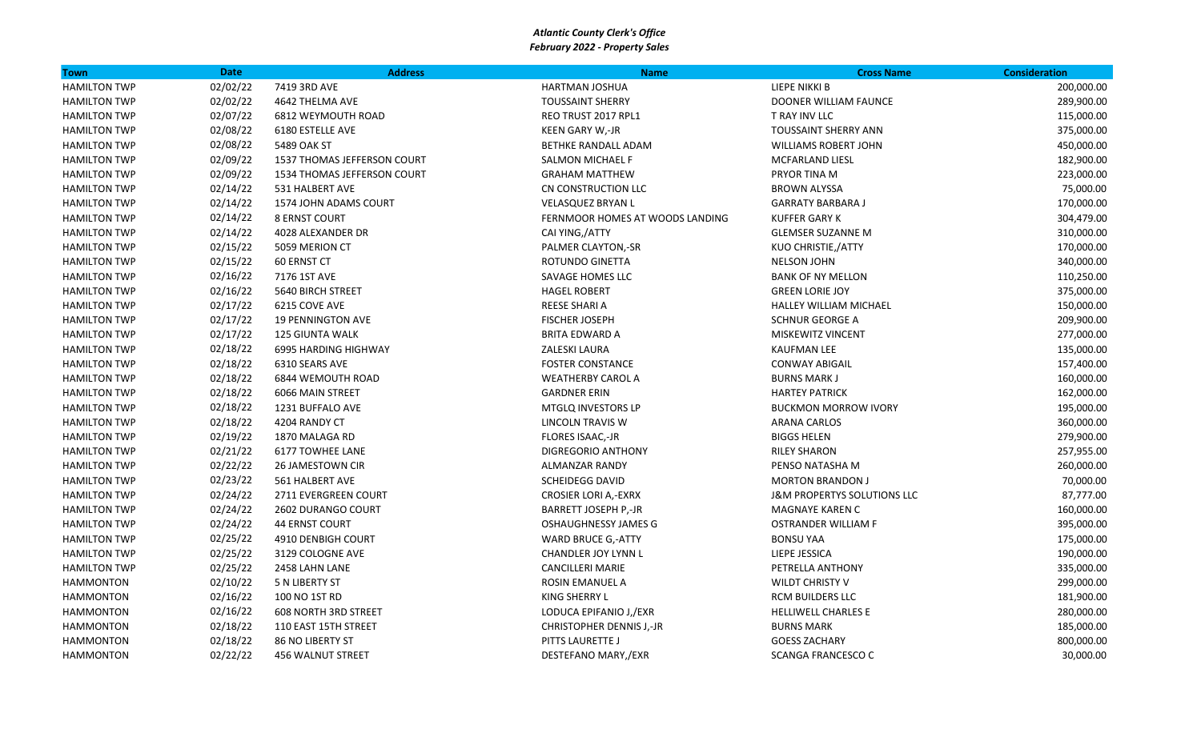*Atlantic County Clerk's Office*
*February 2022 - Property Sales*

| Town | Date | Address | Name | Cross Name | Consideration |
|---|---|---|---|---|---|
| HAMILTON TWP | 02/02/22 | 7419 3RD AVE | HARTMAN JOSHUA | LIEPE NIKKI B | 200,000.00 |
| HAMILTON TWP | 02/02/22 | 4642 THELMA AVE | TOUSSAINT SHERRY | DOONER WILLIAM FAUNCE | 289,900.00 |
| HAMILTON TWP | 02/07/22 | 6812 WEYMOUTH ROAD | REO TRUST 2017 RPL1 | T RAY INV LLC | 115,000.00 |
| HAMILTON TWP | 02/08/22 | 6180 ESTELLE AVE | KEEN GARY W,-JR | TOUSSAINT SHERRY ANN | 375,000.00 |
| HAMILTON TWP | 02/08/22 | 5489 OAK ST | BETHKE RANDALL ADAM | WILLIAMS ROBERT JOHN | 450,000.00 |
| HAMILTON TWP | 02/09/22 | 1537 THOMAS JEFFERSON COURT | SALMON MICHAEL F | MCFARLAND LIESL | 182,900.00 |
| HAMILTON TWP | 02/09/22 | 1534 THOMAS JEFFERSON COURT | GRAHAM MATTHEW | PRYOR TINA M | 223,000.00 |
| HAMILTON TWP | 02/14/22 | 531 HALBERT AVE | CN CONSTRUCTION LLC | BROWN ALYSSA | 75,000.00 |
| HAMILTON TWP | 02/14/22 | 1574 JOHN ADAMS COURT | VELASQUEZ BRYAN L | GARRATY BARBARA J | 170,000.00 |
| HAMILTON TWP | 02/14/22 | 8 ERNST COURT | FERNMOOR HOMES AT WOODS LANDING | KUFFER GARY K | 304,479.00 |
| HAMILTON TWP | 02/14/22 | 4028 ALEXANDER DR | CAI YING,/ATTY | GLEMSER SUZANNE M | 310,000.00 |
| HAMILTON TWP | 02/15/22 | 5059 MERION CT | PALMER CLAYTON,-SR | KUO CHRISTIE,/ATTY | 170,000.00 |
| HAMILTON TWP | 02/15/22 | 60 ERNST CT | ROTUNDO GINETTA | NELSON JOHN | 340,000.00 |
| HAMILTON TWP | 02/16/22 | 7176 1ST AVE | SAVAGE HOMES LLC | BANK OF NY MELLON | 110,250.00 |
| HAMILTON TWP | 02/16/22 | 5640 BIRCH STREET | HAGEL ROBERT | GREEN LORIE JOY | 375,000.00 |
| HAMILTON TWP | 02/17/22 | 6215 COVE AVE | REESE SHARI A | HALLEY WILLIAM MICHAEL | 150,000.00 |
| HAMILTON TWP | 02/17/22 | 19 PENNINGTON AVE | FISCHER JOSEPH | SCHNUR GEORGE A | 209,900.00 |
| HAMILTON TWP | 02/17/22 | 125 GIUNTA WALK | BRITA EDWARD A | MISKEWITZ VINCENT | 277,000.00 |
| HAMILTON TWP | 02/18/22 | 6995 HARDING HIGHWAY | ZALESKI LAURA | KAUFMAN LEE | 135,000.00 |
| HAMILTON TWP | 02/18/22 | 6310 SEARS AVE | FOSTER CONSTANCE | CONWAY ABIGAIL | 157,400.00 |
| HAMILTON TWP | 02/18/22 | 6844 WEMOUTH ROAD | WEATHERBY CAROL A | BURNS MARK J | 160,000.00 |
| HAMILTON TWP | 02/18/22 | 6066 MAIN STREET | GARDNER ERIN | HARTEY PATRICK | 162,000.00 |
| HAMILTON TWP | 02/18/22 | 1231 BUFFALO AVE | MTGLQ INVESTORS LP | BUCKMON MORROW IVORY | 195,000.00 |
| HAMILTON TWP | 02/18/22 | 4204 RANDY CT | LINCOLN TRAVIS W | ARANA CARLOS | 360,000.00 |
| HAMILTON TWP | 02/19/22 | 1870 MALAGA RD | FLORES ISAAC,-JR | BIGGS HELEN | 279,900.00 |
| HAMILTON TWP | 02/21/22 | 6177 TOWHEE LANE | DIGREGORIO ANTHONY | RILEY SHARON | 257,955.00 |
| HAMILTON TWP | 02/22/22 | 26 JAMESTOWN CIR | ALMANZAR RANDY | PENSO NATASHA M | 260,000.00 |
| HAMILTON TWP | 02/23/22 | 561 HALBERT AVE | SCHEIDEGG DAVID | MORTON BRANDON J | 70,000.00 |
| HAMILTON TWP | 02/24/22 | 2711 EVERGREEN COURT | CROSIER LORI A,-EXRX | J&M PROPERTYS SOLUTIONS LLC | 87,777.00 |
| HAMILTON TWP | 02/24/22 | 2602 DURANGO COURT | BARRETT JOSEPH P,-JR | MAGNAYE KAREN C | 160,000.00 |
| HAMILTON TWP | 02/24/22 | 44 ERNST COURT | OSHAUGHNESSY JAMES G | OSTRANDER WILLIAM F | 395,000.00 |
| HAMILTON TWP | 02/25/22 | 4910 DENBIGH COURT | WARD BRUCE G,-ATTY | BONSU YAA | 175,000.00 |
| HAMILTON TWP | 02/25/22 | 3129 COLOGNE AVE | CHANDLER JOY LYNN L | LIEPE JESSICA | 190,000.00 |
| HAMILTON TWP | 02/25/22 | 2458 LAHN LANE | CANCILLERI MARIE | PETRELLA ANTHONY | 335,000.00 |
| HAMMONTON | 02/10/22 | 5 N LIBERTY ST | ROSIN EMANUEL A | WILDT CHRISTY V | 299,000.00 |
| HAMMONTON | 02/16/22 | 100 NO 1ST RD | KING SHERRY L | RCM BUILDERS LLC | 181,900.00 |
| HAMMONTON | 02/16/22 | 608 NORTH 3RD STREET | LODUCA EPIFANIO J,/EXR | HELLIWELL CHARLES E | 280,000.00 |
| HAMMONTON | 02/18/22 | 110 EAST 15TH STREET | CHRISTOPHER DENNIS J,-JR | BURNS MARK | 185,000.00 |
| HAMMONTON | 02/18/22 | 86 NO LIBERTY ST | PITTS LAURETTE J | GOESS ZACHARY | 800,000.00 |
| HAMMONTON | 02/22/22 | 456 WALNUT STREET | DESTEFANO MARY,/EXR | SCANGA FRANCESCO C | 30,000.00 |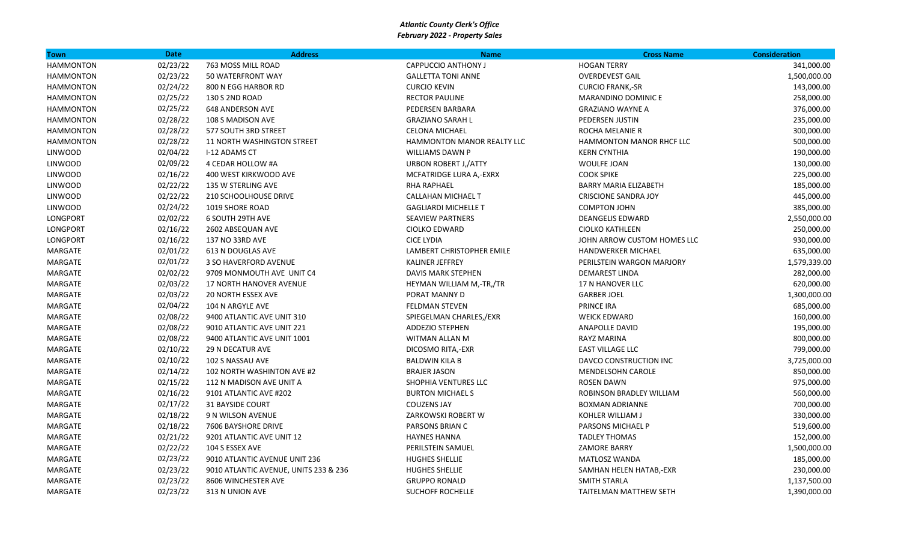***Atlantic County Clerk's Office***
***February 2022 - Property Sales***

| Town | Date | Address | Name | Cross Name | Consideration |
|---|---|---|---|---|---|
| HAMMONTON | 02/23/22 | 763 MOSS MILL ROAD | CAPPUCCIO ANTHONY J | HOGAN TERRY | 341,000.00 |
| HAMMONTON | 02/23/22 | 50 WATERFRONT WAY | GALLETTA TONI ANNE | OVERDEVEST GAIL | 1,500,000.00 |
| HAMMONTON | 02/24/22 | 800 N EGG HARBOR RD | CURCIO KEVIN | CURCIO FRANK,-SR | 143,000.00 |
| HAMMONTON | 02/25/22 | 130 S 2ND ROAD | RECTOR PAULINE | MARANDINO DOMINIC E | 258,000.00 |
| HAMMONTON | 02/25/22 | 648 ANDERSON AVE | PEDERSEN BARBARA | GRAZIANO WAYNE A | 376,000.00 |
| HAMMONTON | 02/28/22 | 108 S MADISON AVE | GRAZIANO SARAH L | PEDERSEN JUSTIN | 235,000.00 |
| HAMMONTON | 02/28/22 | 577 SOUTH 3RD STREET | CELONA MICHAEL | ROCHA MELANIE R | 300,000.00 |
| HAMMONTON | 02/28/22 | 11 NORTH WASHINGTON STREET | HAMMONTON MANOR REALTY LLC | HAMMONTON MANOR RHCF LLC | 500,000.00 |
| LINWOOD | 02/04/22 | I-12 ADAMS CT | WILLIAMS DAWN P | KERN CYNTHIA | 190,000.00 |
| LINWOOD | 02/09/22 | 4 CEDAR HOLLOW #A | URBON ROBERT J,/ATTY | WOULFE JOAN | 130,000.00 |
| LINWOOD | 02/16/22 | 400 WEST KIRKWOOD AVE | MCFATRIDGE LURA A,-EXRX | COOK SPIKE | 225,000.00 |
| LINWOOD | 02/22/22 | 135 W STERLING AVE | RHA RAPHAEL | BARRY MARIA ELIZABETH | 185,000.00 |
| LINWOOD | 02/22/22 | 210 SCHOOLHOUSE DRIVE | CALLAHAN MICHAEL T | CRISCIONE SANDRA JOY | 445,000.00 |
| LINWOOD | 02/24/22 | 1019 SHORE ROAD | GAGLIARDI MICHELLE T | COMPTON JOHN | 385,000.00 |
| LONGPORT | 02/02/22 | 6 SOUTH 29TH AVE | SEAVIEW PARTNERS | DEANGELIS EDWARD | 2,550,000.00 |
| LONGPORT | 02/16/22 | 2602 ABSEQUAN AVE | CIOLKO EDWARD | CIOLKO KATHLEEN | 250,000.00 |
| LONGPORT | 02/16/22 | 137 NO 33RD AVE | CICE LYDIA | JOHN ARROW CUSTOM HOMES LLC | 930,000.00 |
| MARGATE | 02/01/22 | 613 N DOUGLAS AVE | LAMBERT CHRISTOPHER EMILE | HANDWERKER MICHAEL | 635,000.00 |
| MARGATE | 02/01/22 | 3 SO HAVERFORD AVENUE | KALINER JEFFREY | PERILSTEIN WARGON MARJORY | 1,579,339.00 |
| MARGATE | 02/02/22 | 9709 MONMOUTH AVE UNIT C4 | DAVIS MARK STEPHEN | DEMAREST LINDA | 282,000.00 |
| MARGATE | 02/03/22 | 17 NORTH HANOVER AVENUE | HEYMAN WILLIAM M,-TR,/TR | 17 N HANOVER LLC | 620,000.00 |
| MARGATE | 02/03/22 | 20 NORTH ESSEX AVE | PORAT MANNY D | GARBER JOEL | 1,300,000.00 |
| MARGATE | 02/04/22 | 104 N ARGYLE AVE | FELDMAN STEVEN | PRINCE IRA | 685,000.00 |
| MARGATE | 02/08/22 | 9400 ATLANTIC AVE UNIT 310 | SPIEGELMAN CHARLES,/EXR | WEICK EDWARD | 160,000.00 |
| MARGATE | 02/08/22 | 9010 ATLANTIC AVE UNIT 221 | ADDEZIO STEPHEN | ANAPOLLE DAVID | 195,000.00 |
| MARGATE | 02/08/22 | 9400 ATLANTIC AVE UNIT 1001 | WITMAN ALLAN M | RAYZ MARINA | 800,000.00 |
| MARGATE | 02/10/22 | 29 N DECATUR AVE | DICOSMO RITA,-EXR | EAST VILLAGE LLC | 799,000.00 |
| MARGATE | 02/10/22 | 102 S NASSAU AVE | BALDWIN KILA B | DAVCO CONSTRUCTION INC | 3,725,000.00 |
| MARGATE | 02/14/22 | 102 NORTH WASHINTON AVE #2 | BRAJER JASON | MENDELSOHN CAROLE | 850,000.00 |
| MARGATE | 02/15/22 | 112 N MADISON AVE UNIT A | SHOPHIA VENTURES LLC | ROSEN DAWN | 975,000.00 |
| MARGATE | 02/16/22 | 9101 ATLANTIC AVE #202 | BURTON MICHAEL S | ROBINSON BRADLEY WILLIAM | 560,000.00 |
| MARGATE | 02/17/22 | 31 BAYSIDE COURT | COUZENS JAY | BOXMAN ADRIANNE | 700,000.00 |
| MARGATE | 02/18/22 | 9 N WILSON AVENUE | ZARKOWSKI ROBERT W | KOHLER WILLIAM J | 330,000.00 |
| MARGATE | 02/18/22 | 7606 BAYSHORE DRIVE | PARSONS BRIAN C | PARSONS MICHAEL P | 519,600.00 |
| MARGATE | 02/21/22 | 9201 ATLANTIC AVE UNIT 12 | HAYNES HANNA | TADLEY THOMAS | 152,000.00 |
| MARGATE | 02/22/22 | 104 S ESSEX AVE | PERILSTEIN SAMUEL | ZAMORE BARRY | 1,500,000.00 |
| MARGATE | 02/23/22 | 9010 ATLANTIC AVENUE UNIT 236 | HUGHES SHELLIE | MATLOSZ WANDA | 185,000.00 |
| MARGATE | 02/23/22 | 9010 ATLANTIC AVENUE, UNITS 233 & 236 | HUGHES SHELLIE | SAMHAN HELEN HATAB,-EXR | 230,000.00 |
| MARGATE | 02/23/22 | 8606 WINCHESTER AVE | GRUPPO RONALD | SMITH STARLA | 1,137,500.00 |
| MARGATE | 02/23/22 | 313 N UNION AVE | SUCHOFF ROCHELLE | TAITELMAN MATTHEW SETH | 1,390,000.00 |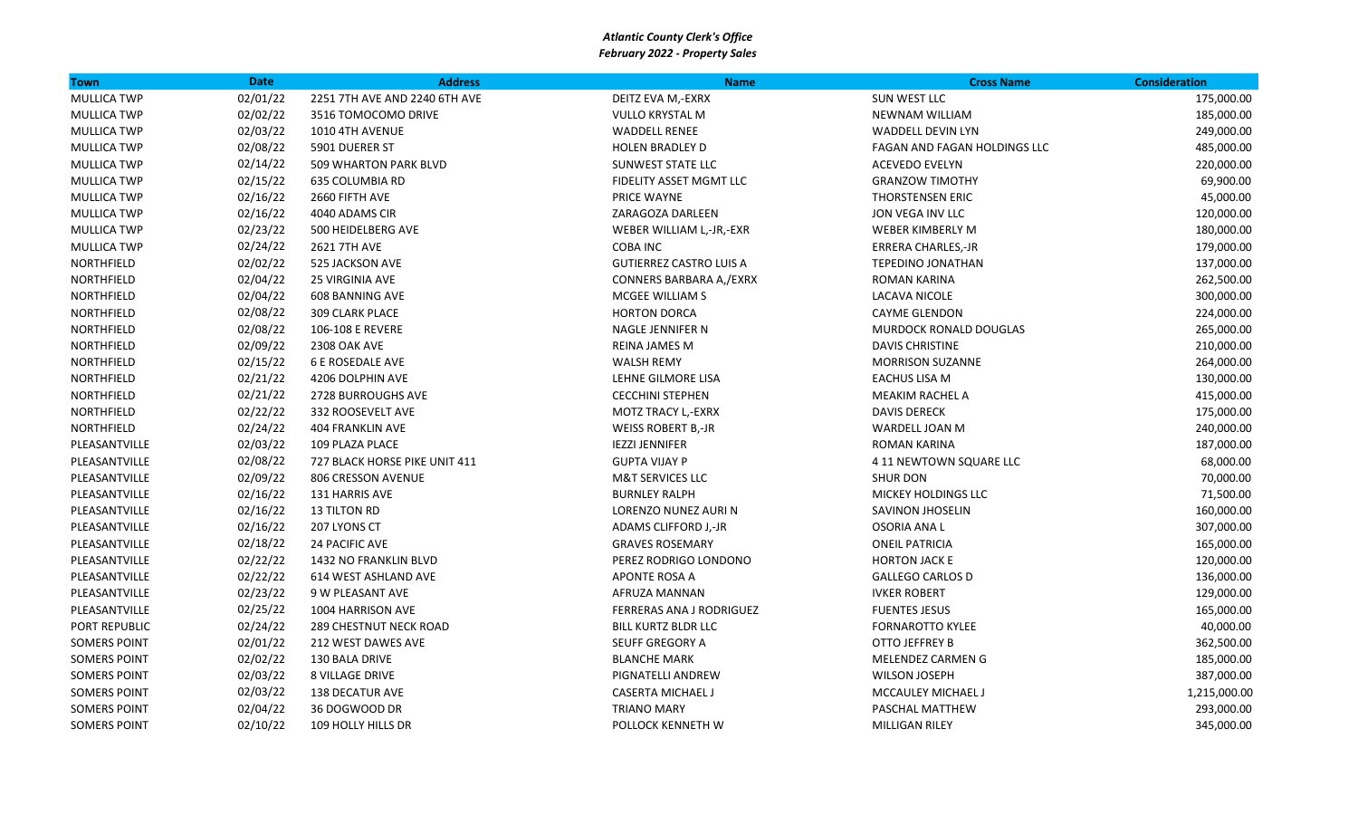***Atlantic County Clerk's Office***

***February 2022 - Property Sales***

| Town | Date | Address | Name | Cross Name | Consideration |
|---|---|---|---|---|---|
| MULLICA TWP | 02/01/22 | 2251 7TH AVE AND 2240 6TH AVE | DEITZ EVA M,-EXRX | SUN WEST LLC | 175,000.00 |
| MULLICA TWP | 02/02/22 | 3516 TOMOCOMO DRIVE | VULLO KRYSTAL M | NEWNAM WILLIAM | 185,000.00 |
| MULLICA TWP | 02/03/22 | 1010 4TH AVENUE | WADDELL RENEE | WADDELL DEVIN LYN | 249,000.00 |
| MULLICA TWP | 02/08/22 | 5901 DUERER ST | HOLEN BRADLEY D | FAGAN AND FAGAN HOLDINGS LLC | 485,000.00 |
| MULLICA TWP | 02/14/22 | 509 WHARTON PARK BLVD | SUNWEST STATE LLC | ACEVEDO EVELYN | 220,000.00 |
| MULLICA TWP | 02/15/22 | 635 COLUMBIA RD | FIDELITY ASSET MGMT LLC | GRANZOW TIMOTHY | 69,900.00 |
| MULLICA TWP | 02/16/22 | 2660 FIFTH AVE | PRICE WAYNE | THORSTENSEN ERIC | 45,000.00 |
| MULLICA TWP | 02/16/22 | 4040 ADAMS CIR | ZARAGOZA DARLEEN | JON VEGA INV LLC | 120,000.00 |
| MULLICA TWP | 02/23/22 | 500 HEIDELBERG AVE | WEBER WILLIAM L,-JR,-EXR | WEBER KIMBERLY M | 180,000.00 |
| MULLICA TWP | 02/24/22 | 2621 7TH AVE | COBA INC | ERRERA CHARLES,-JR | 179,000.00 |
| NORTHFIELD | 02/02/22 | 525 JACKSON AVE | GUTIERREZ CASTRO LUIS A | TEPEDINO JONATHAN | 137,000.00 |
| NORTHFIELD | 02/04/22 | 25 VIRGINIA AVE | CONNERS BARBARA A,/EXRX | ROMAN KARINA | 262,500.00 |
| NORTHFIELD | 02/04/22 | 608 BANNING AVE | MCGEE WILLIAM S | LACAVA NICOLE | 300,000.00 |
| NORTHFIELD | 02/08/22 | 309 CLARK PLACE | HORTON DORCA | CAYME GLENDON | 224,000.00 |
| NORTHFIELD | 02/08/22 | 106-108 E REVERE | NAGLE JENNIFER N | MURDOCK RONALD DOUGLAS | 265,000.00 |
| NORTHFIELD | 02/09/22 | 2308 OAK AVE | REINA JAMES M | DAVIS CHRISTINE | 210,000.00 |
| NORTHFIELD | 02/15/22 | 6 E ROSEDALE AVE | WALSH REMY | MORRISON SUZANNE | 264,000.00 |
| NORTHFIELD | 02/21/22 | 4206 DOLPHIN AVE | LEHNE GILMORE LISA | EACHUS LISA M | 130,000.00 |
| NORTHFIELD | 02/21/22 | 2728 BURROUGHS AVE | CECCHINI STEPHEN | MEAKIM RACHEL A | 415,000.00 |
| NORTHFIELD | 02/22/22 | 332 ROOSEVELT AVE | MOTZ TRACY L,-EXRX | DAVIS DERECK | 175,000.00 |
| NORTHFIELD | 02/24/22 | 404 FRANKLIN AVE | WEISS ROBERT B,-JR | WARDELL JOAN M | 240,000.00 |
| PLEASANTVILLE | 02/03/22 | 109 PLAZA PLACE | IEZZI JENNIFER | ROMAN KARINA | 187,000.00 |
| PLEASANTVILLE | 02/08/22 | 727 BLACK HORSE PIKE UNIT 411 | GUPTA VIJAY P | 4 11 NEWTOWN SQUARE LLC | 68,000.00 |
| PLEASANTVILLE | 02/09/22 | 806 CRESSON AVENUE | M&T SERVICES LLC | SHUR DON | 70,000.00 |
| PLEASANTVILLE | 02/16/22 | 131 HARRIS AVE | BURNLEY RALPH | MICKEY HOLDINGS LLC | 71,500.00 |
| PLEASANTVILLE | 02/16/22 | 13 TILTON RD | LORENZO NUNEZ AURI N | SAVINON JHOSELIN | 160,000.00 |
| PLEASANTVILLE | 02/16/22 | 207 LYONS CT | ADAMS CLIFFORD J,-JR | OSORIA ANA L | 307,000.00 |
| PLEASANTVILLE | 02/18/22 | 24 PACIFIC AVE | GRAVES ROSEMARY | ONEIL PATRICIA | 165,000.00 |
| PLEASANTVILLE | 02/22/22 | 1432 NO FRANKLIN BLVD | PEREZ RODRIGO LONDONO | HORTON JACK E | 120,000.00 |
| PLEASANTVILLE | 02/22/22 | 614 WEST ASHLAND AVE | APONTE ROSA A | GALLEGO CARLOS D | 136,000.00 |
| PLEASANTVILLE | 02/23/22 | 9 W PLEASANT AVE | AFRUZA MANNAN | IVKER ROBERT | 129,000.00 |
| PLEASANTVILLE | 02/25/22 | 1004 HARRISON AVE | FERRERAS ANA J RODRIGUEZ | FUENTES JESUS | 165,000.00 |
| PORT REPUBLIC | 02/24/22 | 289 CHESTNUT NECK ROAD | BILL KURTZ BLDR LLC | FORNAROTTO KYLEE | 40,000.00 |
| SOMERS POINT | 02/01/22 | 212 WEST DAWES AVE | SEUFF GREGORY A | OTTO JEFFREY B | 362,500.00 |
| SOMERS POINT | 02/02/22 | 130 BALA DRIVE | BLANCHE MARK | MELENDEZ CARMEN G | 185,000.00 |
| SOMERS POINT | 02/03/22 | 8 VILLAGE DRIVE | PIGNATELLI ANDREW | WILSON JOSEPH | 387,000.00 |
| SOMERS POINT | 02/03/22 | 138 DECATUR AVE | CASERTA MICHAEL J | MCCAULEY MICHAEL J | 1,215,000.00 |
| SOMERS POINT | 02/04/22 | 36 DOGWOOD DR | TRIANO MARY | PASCHAL MATTHEW | 293,000.00 |
| SOMERS POINT | 02/10/22 | 109 HOLLY HILLS DR | POLLOCK KENNETH W | MILLIGAN RILEY | 345,000.00 |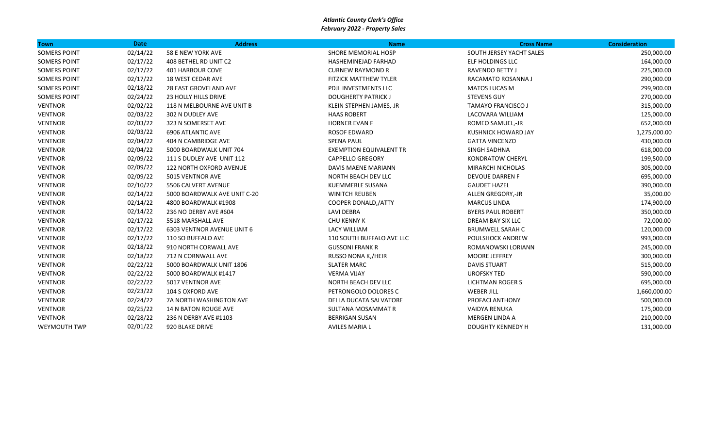***Atlantic County Clerk's Office***
***February 2022 - Property Sales***

| Town | Date | Address | Name | Cross Name | Consideration |
|---|---|---|---|---|---|
| SOMERS POINT | 02/14/22 | 58 E NEW YORK AVE | SHORE MEMORIAL HOSP | SOUTH JERSEY YACHT SALES | 250,000.00 |
| SOMERS POINT | 02/17/22 | 408 BETHEL RD UNIT C2 | HASHEMINEJAD FARHAD | ELF HOLDINGS LLC | 164,000.00 |
| SOMERS POINT | 02/17/22 | 401 HARBOUR COVE | CURNEW RAYMOND R | RAVENDO BETTY J | 225,000.00 |
| SOMERS POINT | 02/17/22 | 18 WEST CEDAR AVE | FITZICK MATTHEW TYLER | RACAMATO ROSANNA J | 290,000.00 |
| SOMERS POINT | 02/18/22 | 28 EAST GROVELAND AVE | PDJL INVESTMENTS LLC | MATOS LUCAS M | 299,900.00 |
| SOMERS POINT | 02/24/22 | 23 HOLLY HILLS DRIVE | DOUGHERTY PATRICK J | STEVENS GUY | 270,000.00 |
| VENTNOR | 02/02/22 | 118 N MELBOURNE AVE UNIT B | KLEIN STEPHEN JAMES,-JR | TAMAYO FRANCISCO J | 315,000.00 |
| VENTNOR | 02/03/22 | 302 N DUDLEY AVE | HAAS ROBERT | LACOVARA WILLIAM | 125,000.00 |
| VENTNOR | 02/03/22 | 323 N SOMERSET AVE | HORNER EVAN F | ROMEO SAMUEL,-JR | 652,000.00 |
| VENTNOR | 02/03/22 | 6906 ATLANTIC AVE | ROSOF EDWARD | KUSHNICK HOWARD JAY | 1,275,000.00 |
| VENTNOR | 02/04/22 | 404 N CAMBRIDGE AVE | SPENA PAUL | GATTA VINCENZO | 430,000.00 |
| VENTNOR | 02/04/22 | 5000 BOARDWALK UNIT 704 | EXEMPTION EQUIVALENT TR | SINGH SADHNA | 618,000.00 |
| VENTNOR | 02/09/22 | 111 S DUDLEY AVE UNIT 112 | CAPPELLO GREGORY | KONDRATOW CHERYL | 199,500.00 |
| VENTNOR | 02/09/22 | 122 NORTH OXFORD AVENUE | DAVIS MAENE MARIANN | MIRARCHI NICHOLAS | 305,000.00 |
| VENTNOR | 02/09/22 | 5015 VENTNOR AVE | NORTH BEACH DEV LLC | DEVOUE DARREN F | 695,000.00 |
| VENTNOR | 02/10/22 | 5506 CALVERT AVENUE | KUEMMERLE SUSANA | GAUDET HAZEL | 390,000.00 |
| VENTNOR | 02/14/22 | 5000 BOARDWALK AVE UNIT C-20 | WINITCH REUBEN | ALLEN GREGORY,-JR | 35,000.00 |
| VENTNOR | 02/14/22 | 4800 BOARDWALK #1908 | COOPER DONALD,/ATTY | MARCUS LINDA | 174,900.00 |
| VENTNOR | 02/14/22 | 236 NO DERBY AVE #604 | LAVI DEBRA | BYERS PAUL ROBERT | 350,000.00 |
| VENTNOR | 02/17/22 | 5518 MARSHALL AVE | CHU KENNY K | DREAM BAY SIX LLC | 72,000.00 |
| VENTNOR | 02/17/22 | 6303 VENTNOR AVENUE UNIT 6 | LACY WILLIAM | BRUMWELL SARAH C | 120,000.00 |
| VENTNOR | 02/17/22 | 110 SO BUFFALO AVE | 110 SOUTH BUFFALO AVE LLC | POULSHOCK ANDREW | 993,000.00 |
| VENTNOR | 02/18/22 | 910 NORTH CORWALL AVE | GUSSONI FRANK R | ROMANOWSKI LORIANN | 245,000.00 |
| VENTNOR | 02/18/22 | 712 N CORNWALL AVE | RUSSO NONA K,/HEIR | MOORE JEFFREY | 300,000.00 |
| VENTNOR | 02/22/22 | 5000 BOARDWALK UNIT 1806 | SLATER MARC | DAVIS STUART | 515,000.00 |
| VENTNOR | 02/22/22 | 5000 BOARDWALK #1417 | VERMA VIJAY | UROFSKY TED | 590,000.00 |
| VENTNOR | 02/22/22 | 5017 VENTNOR AVE | NORTH BEACH DEV LLC | LICHTMAN ROGER S | 695,000.00 |
| VENTNOR | 02/23/22 | 104 S OXFORD AVE | PETRONGOLO DOLORES C | WEBER JILL | 1,660,000.00 |
| VENTNOR | 02/24/22 | 7A NORTH WASHINGTON AVE | DELLA DUCATA SALVATORE | PROFACI ANTHONY | 500,000.00 |
| VENTNOR | 02/25/22 | 14 N BATON ROUGE AVE | SULTANA MOSAMMAT R | VAIDYA RENUKA | 175,000.00 |
| VENTNOR | 02/28/22 | 236 N DERBY AVE #1103 | BERRIGAN SUSAN | MERGEN LINDA A | 210,000.00 |
| WEYMOUTH TWP | 02/01/22 | 920 BLAKE DRIVE | AVILES MARIA L | DOUGHTY KENNEDY H | 131,000.00 |